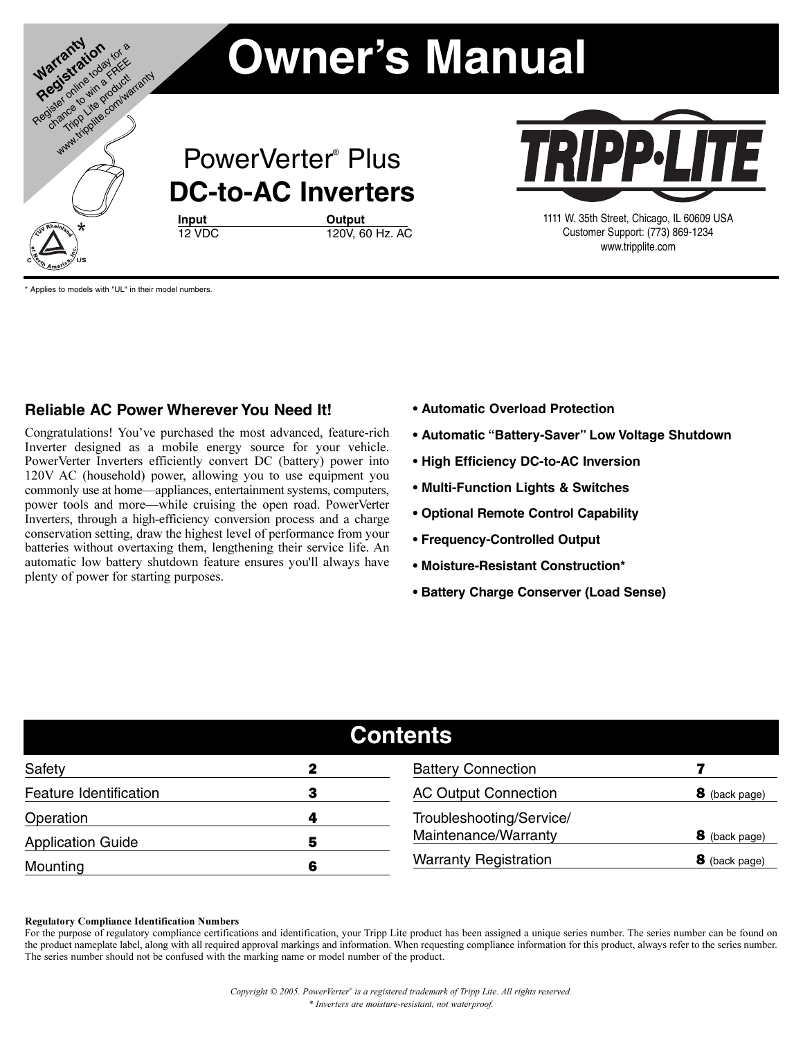**Warranty Registration**
Register online today for a chance to win a FREE Tripp Lite product!
www.tripplite.com/warranty

# Owner's Manual

## PowerVerter® Plus
## DC-to-AC Inverters

| Input | Output |
|---|---|
| 12 VDC | 120V, 60 Hz. AC |

1111 W. 35th Street, Chicago, IL 60609 USA
Customer Support: (773) 869-1234
www.tripplite.com

\* Applies to models with "UL" in their model numbers.

### Reliable AC Power Wherever You Need It!

Congratulations! You've purchased the most advanced, feature-rich Inverter designed as a mobile energy source for your vehicle. PowerVerter Inverters efficiently convert DC (battery) power into 120V AC (household) power, allowing you to use equipment you commonly use at home—appliances, entertainment systems, computers, power tools and more—while cruising the open road. PowerVerter Inverters, through a high-efficiency conversion process and a charge conservation setting, draw the highest level of performance from your batteries without overtaxing them, lengthening their service life. An automatic low battery shutdown feature ensures you'll always have plenty of power for starting purposes.

- **Automatic Overload Protection**
- **Automatic "Battery-Saver" Low Voltage Shutdown**
- **High Efficiency DC-to-AC Inversion**
- **Multi-Function Lights & Switches**
- **Optional Remote Control Capability**
- **Frequency-Controlled Output**
- **Moisture-Resistant Construction***
- **Battery Charge Conserver (Load Sense)**

## Contents

| Section | Page |
|---|---|
| Safety | 2 |
| Feature Identification | 3 |
| Operation | 4 |
| Application Guide | 5 |
| Mounting | 6 |
| Battery Connection | 7 |
| AC Output Connection | 8 (back page) |
| Troubleshooting/Service/Maintenance/Warranty | 8 (back page) |
| Warranty Registration | 8 (back page) |

**Regulatory Compliance Identification Numbers**
For the purpose of regulatory compliance certifications and identification, your Tripp Lite product has been assigned a unique series number. The series number can be found on the product nameplate label, along with all required approval markings and information. When requesting compliance information for this product, always refer to the series number. The series number should not be confused with the marking name or model number of the product.

*Copyright © 2005. PowerVerter® is a registered trademark of Tripp Lite. All rights reserved.*
*\* Inverters are moisture-resistant, not waterproof.*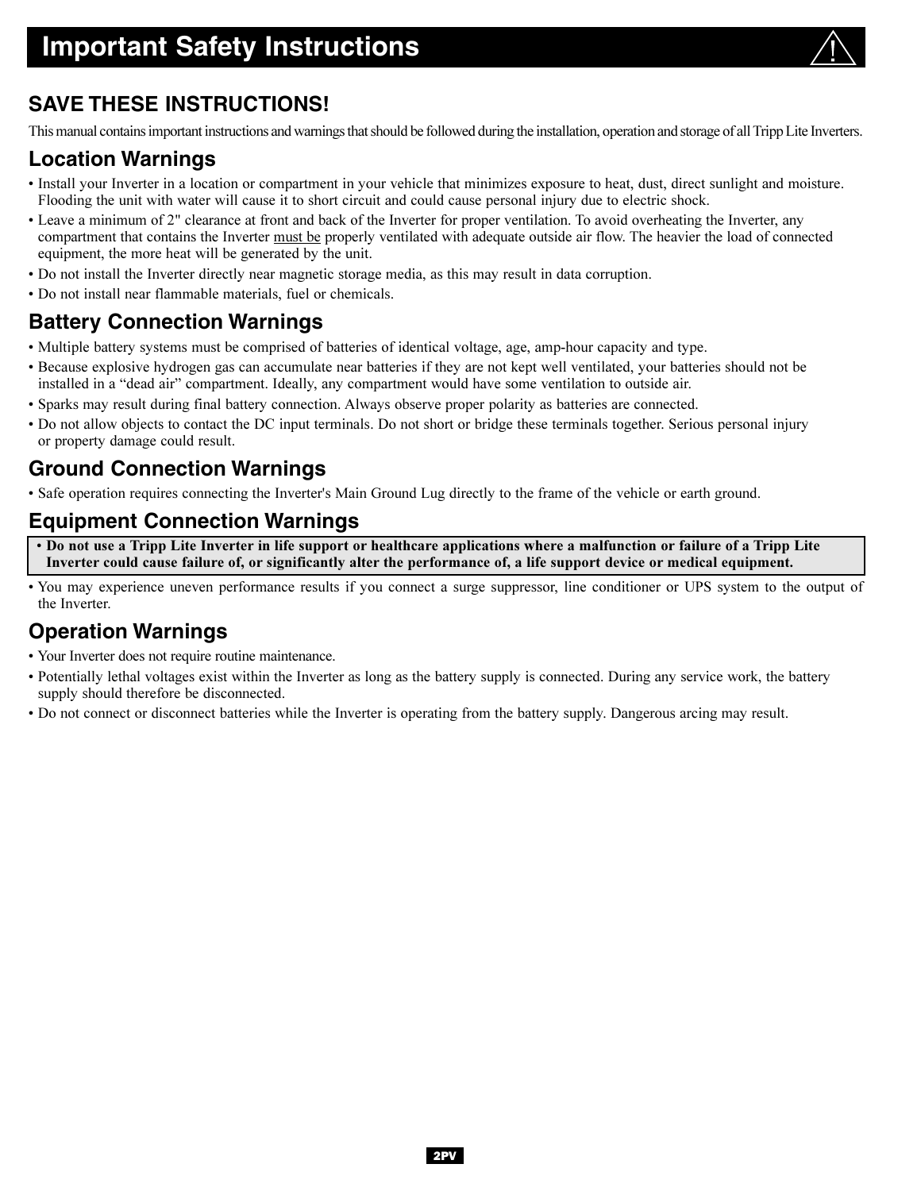# Important Safety Instructions

## SAVE THESE INSTRUCTIONS!

This manual contains important instructions and warnings that should be followed during the installation, operation and storage of all Tripp Lite Inverters.

## Location Warnings

- Install your Inverter in a location or compartment in your vehicle that minimizes exposure to heat, dust, direct sunlight and moisture. Flooding the unit with water will cause it to short circuit and could cause personal injury due to electric shock.
- Leave a minimum of 2" clearance at front and back of the Inverter for proper ventilation. To avoid overheating the Inverter, any compartment that contains the Inverter must be properly ventilated with adequate outside air flow. The heavier the load of connected equipment, the more heat will be generated by the unit.
- Do not install the Inverter directly near magnetic storage media, as this may result in data corruption.
- Do not install near flammable materials, fuel or chemicals.

## Battery Connection Warnings

- Multiple battery systems must be comprised of batteries of identical voltage, age, amp-hour capacity and type.
- Because explosive hydrogen gas can accumulate near batteries if they are not kept well ventilated, your batteries should not be installed in a "dead air" compartment. Ideally, any compartment would have some ventilation to outside air.
- Sparks may result during final battery connection. Always observe proper polarity as batteries are connected.
- Do not allow objects to contact the DC input terminals. Do not short or bridge these terminals together. Serious personal injury or property damage could result.

## Ground Connection Warnings

- Safe operation requires connecting the Inverter's Main Ground Lug directly to the frame of the vehicle or earth ground.

## Equipment Connection Warnings

- **Do not use a Tripp Lite Inverter in life support or healthcare applications where a malfunction or failure of a Tripp Lite Inverter could cause failure of, or significantly alter the performance of, a life support device or medical equipment.**
- You may experience uneven performance results if you connect a surge suppressor, line conditioner or UPS system to the output of the Inverter.

## Operation Warnings

- Your Inverter does not require routine maintenance.
- Potentially lethal voltages exist within the Inverter as long as the battery supply is connected. During any service work, the battery supply should therefore be disconnected.
- Do not connect or disconnect batteries while the Inverter is operating from the battery supply. Dangerous arcing may result.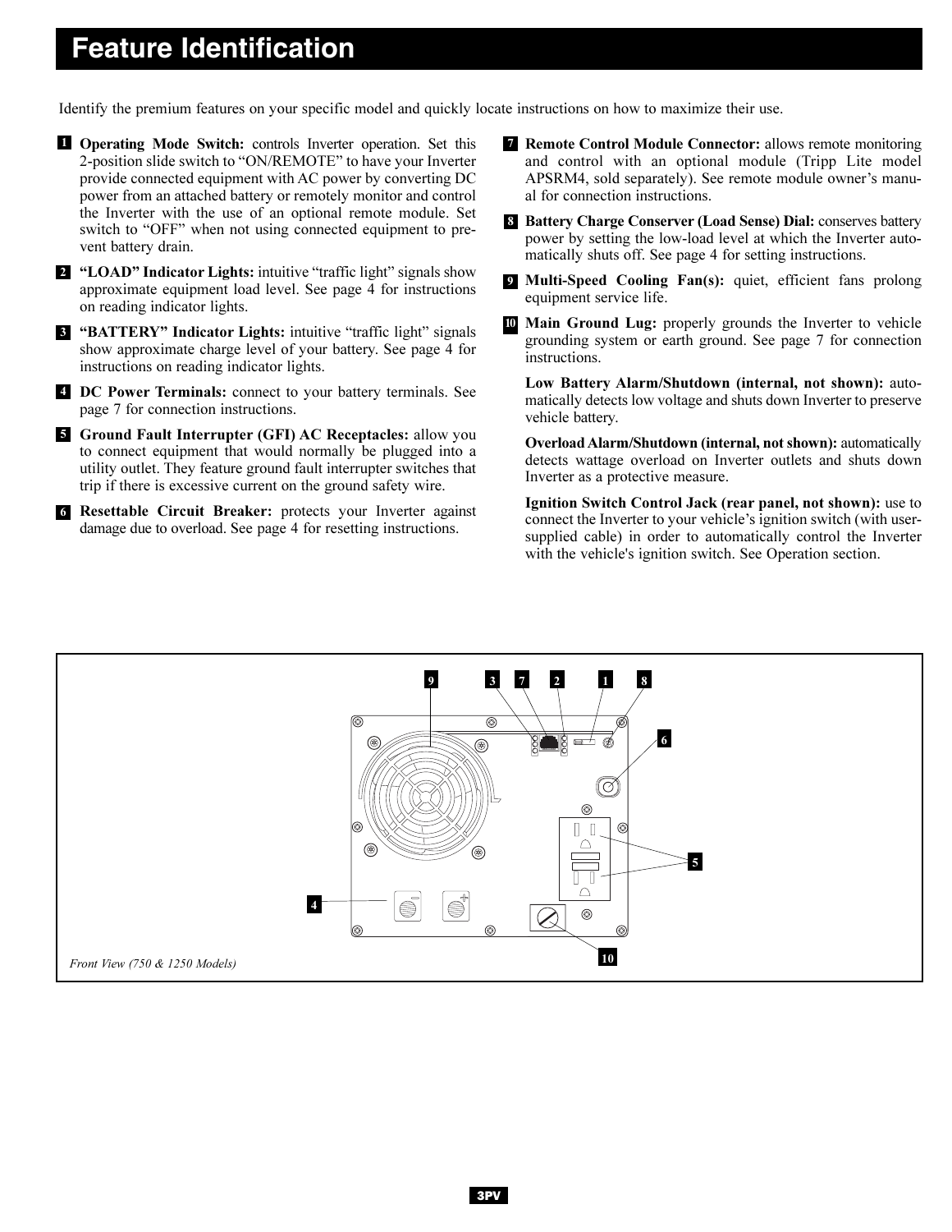# Feature Identification

Identify the premium features on your specific model and quickly locate instructions on how to maximize their use.

1. **Operating Mode Switch:** controls Inverter operation. Set this 2-position slide switch to "ON/REMOTE" to have your Inverter provide connected equipment with AC power by converting DC power from an attached battery or remotely monitor and control the Inverter with the use of an optional remote module. Set switch to "OFF" when not using connected equipment to prevent battery drain.
2. **"LOAD" Indicator Lights:** intuitive "traffic light" signals show approximate equipment load level. See page 4 for instructions on reading indicator lights.
3. **"BATTERY" Indicator Lights:** intuitive "traffic light" signals show approximate charge level of your battery. See page 4 for instructions on reading indicator lights.
4. **DC Power Terminals:** connect to your battery terminals. See page 7 for connection instructions.
5. **Ground Fault Interrupter (GFI) AC Receptacles:** allow you to connect equipment that would normally be plugged into a utility outlet. They feature ground fault interrupter switches that trip if there is excessive current on the ground safety wire.
6. **Resettable Circuit Breaker:** protects your Inverter against damage due to overload. See page 4 for resetting instructions.
7. **Remote Control Module Connector:** allows remote monitoring and control with an optional module (Tripp Lite model APSRM4, sold separately). See remote module owner's manual for connection instructions.
8. **Battery Charge Conserver (Load Sense) Dial:** conserves battery power by setting the low-load level at which the Inverter automatically shuts off. See page 4 for setting instructions.
9. **Multi-Speed Cooling Fan(s):** quiet, efficient fans prolong equipment service life.
10. **Main Ground Lug:** properly grounds the Inverter to vehicle grounding system or earth ground. See page 7 for connection instructions.

**Low Battery Alarm/Shutdown (internal, not shown):** automatically detects low voltage and shuts down Inverter to preserve vehicle battery.

**Overload Alarm/Shutdown (internal, not shown):** automatically detects wattage overload on Inverter outlets and shuts down Inverter as a protective measure.

**Ignition Switch Control Jack (rear panel, not shown):** use to connect the Inverter to your vehicle's ignition switch (with user-supplied cable) in order to automatically control the Inverter with the vehicle's ignition switch. See Operation section.

*Front View (750 & 1250 Models)*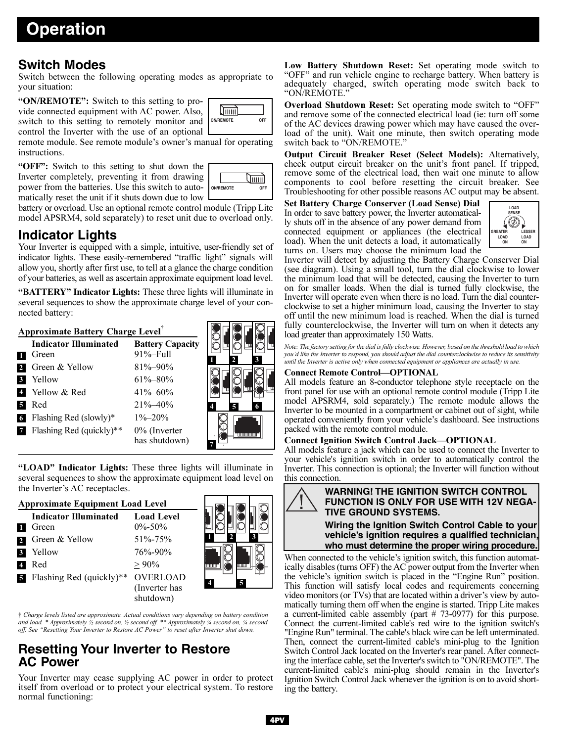# Operation

## Switch Modes

Switch between the following operating modes as appropriate to your situation:

**"ON/REMOTE":** Switch to this setting to provide connected equipment with AC power. Also, switch to this setting to remotely monitor and control the Inverter with the use of an optional remote module. See remote module's owner's manual for operating instructions.

**"OFF":** Switch to this setting to shut down the Inverter completely, preventing it from drawing power from the batteries. Use this switch to automatically reset the unit if it shuts down due to low battery or overload. Use an optional remote control module (Tripp Lite model APSRM4, sold separately) to reset unit due to overload only.

## Indicator Lights

Your Inverter is equipped with a simple, intuitive, user-friendly set of indicator lights. These easily-remembered "traffic light" signals will allow you, shortly after first use, to tell at a glance the charge condition of your batteries, as well as ascertain approximate equipment load level.

**"BATTERY" Indicator Lights:** These three lights will illuminate in several sequences to show the approximate charge level of your connected battery:

**Approximate Battery Charge Level†**

| | Indicator Illuminated | Battery Capacity |
|---|---|---|
| 1 | Green | 91%–Full |
| 2 | Green & Yellow | 81%–90% |
| 3 | Yellow | 61%–80% |
| 4 | Yellow & Red | 41%–60% |
| 5 | Red | 21%–40% |
| 6 | Flashing Red (slowly)* | 1%–20% |
| 7 | Flashing Red (quickly)** | 0% (Inverter has shutdown) |

**"LOAD" Indicator Lights:** These three lights will illuminate in several sequences to show the approximate equipment load level on the Inverter's AC receptacles.

**Approximate Equipment Load Level**

| | Indicator Illuminated | Load Level |
|---|---|---|
| 1 | Green | 0%-50% |
| 2 | Green & Yellow | 51%-75% |
| 3 | Yellow | 76%-90% |
| 4 | Red | ≥ 90% |
| 5 | Flashing Red (quickly)** | OVERLOAD (Inverter has shutdown) |

*† Charge levels listed are approximate. Actual conditions vary depending on battery condition and load. * Approximately ½ second on, ½ second off. ** Approximately ¼ second on, ¼ second off. See "Resetting Your Inverter to Restore AC Power" to reset after Inverter shut down.*

## Resetting Your Inverter to Restore AC Power

Your Inverter may cease supplying AC power in order to protect itself from overload or to protect your electrical system. To restore normal functioning:

**Low Battery Shutdown Reset:** Set operating mode switch to "OFF" and run vehicle engine to recharge battery. When battery is adequately charged, switch operating mode switch back to "ON/REMOTE."

**Overload Shutdown Reset:** Set operating mode switch to "OFF" and remove some of the connected electrical load (ie: turn off some of the AC devices drawing power which may have caused the overload of the unit). Wait one minute, then switch operating mode switch back to "ON/REMOTE."

**Output Circuit Breaker Reset (Select Models):** Alternatively, check output circuit breaker on the unit's front panel. If tripped, remove some of the electrical load, then wait one minute to allow components to cool before resetting the circuit breaker. See Troubleshooting for other possible reasons AC output may be absent.

**Set Battery Charge Conserver (Load Sense) Dial**

In order to save battery power, the Inverter automatically shuts off in the absence of any power demand from connected equipment or appliances (the electrical load). When the unit detects a load, it automatically turns on. Users may choose the minimum load the Inverter will detect by adjusting the Battery Charge Conserver Dial (see diagram). Using a small tool, turn the dial clockwise to lower the minimum load that will be detected, causing the Inverter to turn on for smaller loads. When the dial is turned fully clockwise, the Inverter will operate even when there is no load. Turn the dial counterclockwise to set a higher minimum load, causing the Inverter to stay off until the new minimum load is reached. When the dial is turned fully counterclockwise, the Inverter will turn on when it detects any load greater than approximately 150 Watts.

*Note: The factory setting for the dial is fully clockwise. However, based on the threshold load to which you'd like the Inverter to respond, you should adjust the dial counterclockwise to reduce its sensitivity until the Inverter is active only when connected equipment or appliances are actually in use.*

**Connect Remote Control—OPTIONAL**

All models feature an 8-conductor telephone style receptacle on the front panel for use with an optional remote control module (Tripp Lite model APSRM4, sold separately.) The remote module allows the Inverter to be mounted in a compartment or cabinet out of sight, while operated conveniently from your vehicle's dashboard. See instructions packed with the remote control module.

**Connect Ignition Switch Control Jack—OPTIONAL**

All models feature a jack which can be used to connect the Inverter to your vehicle's ignition switch in order to automatically control the Inverter. This connection is optional; the Inverter will function without this connection.

**WARNING! THE IGNITION SWITCH CONTROL FUNCTION IS ONLY FOR USE WITH 12V NEGATIVE GROUND SYSTEMS.**

**Wiring the Ignition Switch Control Cable to your vehicle's ignition requires a qualified technician, who must determine the proper wiring procedure.**

When connected to the vehicle's ignition switch, this function automatically disables (turns OFF) the AC power output from the Inverter when the vehicle's ignition switch is placed in the "Engine Run" position. This function will satisfy local codes and requirements concerning video monitors (or TVs) that are located within a driver's view by automatically turning them off when the engine is started. Tripp Lite makes a current-limited cable assembly (part # 73-0977) for this purpose. Connect the current-limited cable's red wire to the ignition switch's "Engine Run" terminal. The cable's black wire can be left unterminated. Then, connect the current-limited cable's mini-plug to the Ignition Switch Control Jack located on the Inverter's rear panel. After connecting the interface cable, set the Inverter's switch to "ON/REMOTE". The current-limited cable's mini-plug should remain in the Inverter's Ignition Switch Control Jack whenever the ignition is on to avoid shorting the battery.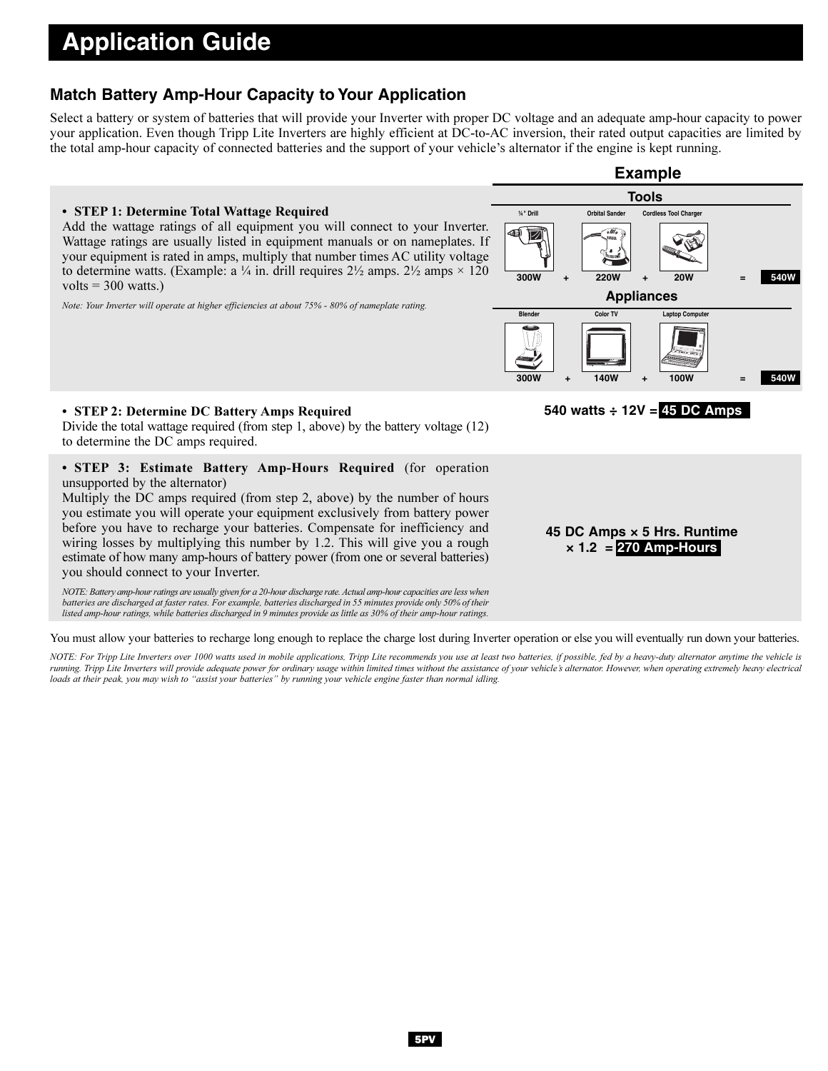# Application Guide

## Match Battery Amp-Hour Capacity to Your Application

Select a battery or system of batteries that will provide your Inverter with proper DC voltage and an adequate amp-hour capacity to power your application. Even though Tripp Lite Inverters are highly efficient at DC-to-AC inversion, their rated output capacities are limited by the total amp-hour capacity of connected batteries and the support of your vehicle's alternator if the engine is kept running.

### Example

- **STEP 1: Determine Total Wattage Required**

Add the wattage ratings of all equipment you will connect to your Inverter. Wattage ratings are usually listed in equipment manuals or on nameplates. If your equipment is rated in amps, multiply that number times AC utility voltage to determine watts. (Example: a ¼ in. drill requires 2½ amps. 2½ amps × 120 volts = 300 watts.)

*Note: Your Inverter will operate at higher efficiencies at about 75% - 80% of nameplate rating.*

**Tools**

| ¼" Drill | | Orbital Sander | | Cordless Tool Charger | | |
|---|---|---|---|---|---|---|
| 300W | + | 220W | + | 20W | = | **540W** |

**Appliances**

| Blender | | Color TV | | Laptop Computer | | |
|---|---|---|---|---|---|---|
| 300W | + | 140W | + | 100W | = | **540W** |

- **STEP 2: Determine DC Battery Amps Required**

Divide the total wattage required (from step 1, above) by the battery voltage (12) to determine the DC amps required.

**540 watts ÷ 12V = 45 DC Amps**

- **STEP 3: Estimate Battery Amp-Hours Required** (for operation unsupported by the alternator)

Multiply the DC amps required (from step 2, above) by the number of hours you estimate you will operate your equipment exclusively from battery power before you have to recharge your batteries. Compensate for inefficiency and wiring losses by multiplying this number by 1.2. This will give you a rough estimate of how many amp-hours of battery power (from one or several batteries) you should connect to your Inverter.

*NOTE: Battery amp-hour ratings are usually given for a 20-hour discharge rate. Actual amp-hour capacities are less when batteries are discharged at faster rates. For example, batteries discharged in 55 minutes provide only 50% of their listed amp-hour ratings, while batteries discharged in 9 minutes provide as little as 30% of their amp-hour ratings.*

**45 DC Amps × 5 Hrs. Runtime × 1.2 = 270 Amp-Hours**

You must allow your batteries to recharge long enough to replace the charge lost during Inverter operation or else you will eventually run down your batteries.

*NOTE: For Tripp Lite Inverters over 1000 watts used in mobile applications, Tripp Lite recommends you use at least two batteries, if possible, fed by a heavy-duty alternator anytime the vehicle is running. Tripp Lite Inverters will provide adequate power for ordinary usage within limited times without the assistance of your vehicle's alternator. However, when operating extremely heavy electrical loads at their peak, you may wish to "assist your batteries" by running your vehicle engine faster than normal idling.*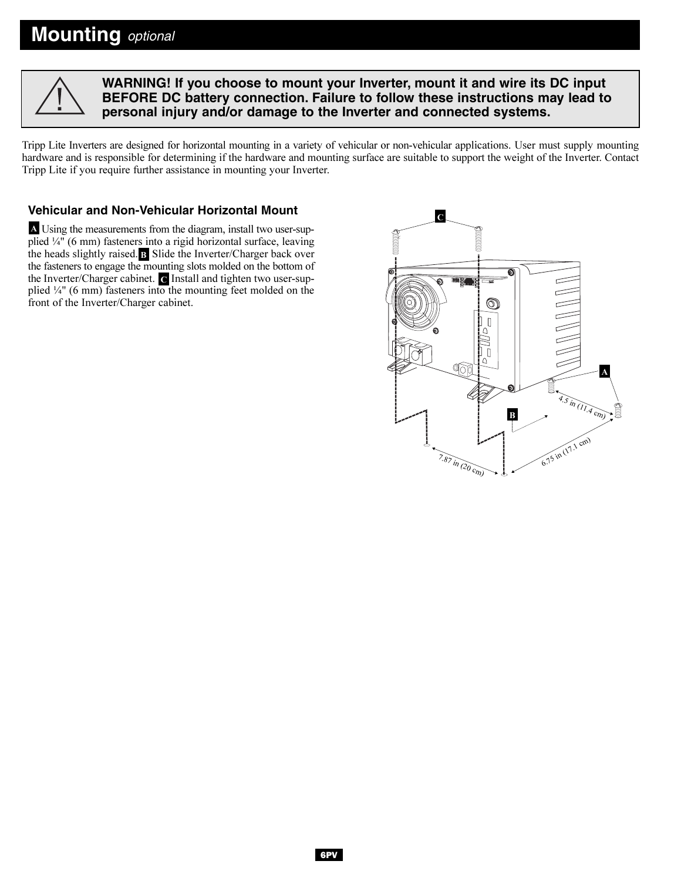# Mounting *optional*

**WARNING! If you choose to mount your Inverter, mount it and wire its DC input BEFORE DC battery connection. Failure to follow these instructions may lead to personal injury and/or damage to the Inverter and connected systems.**

Tripp Lite Inverters are designed for horizontal mounting in a variety of vehicular or non-vehicular applications. User must supply mounting hardware and is responsible for determining if the hardware and mounting surface are suitable to support the weight of the Inverter. Contact Tripp Lite if you require further assistance in mounting your Inverter.

### Vehicular and Non-Vehicular Horizontal Mount

**A** Using the measurements from the diagram, install two user-supplied ¼" (6 mm) fasteners into a rigid horizontal surface, leaving the heads slightly raised. **B** Slide the Inverter/Charger back over the fasteners to engage the mounting slots molded on the bottom of the Inverter/Charger cabinet. **C** Install and tighten two user-supplied ¼" (6 mm) fasteners into the mounting feet molded on the front of the Inverter/Charger cabinet.

C

A

B

4.5 in (11.4 cm)

7.87 in (20 cm)

6.75 in (17.1 cm)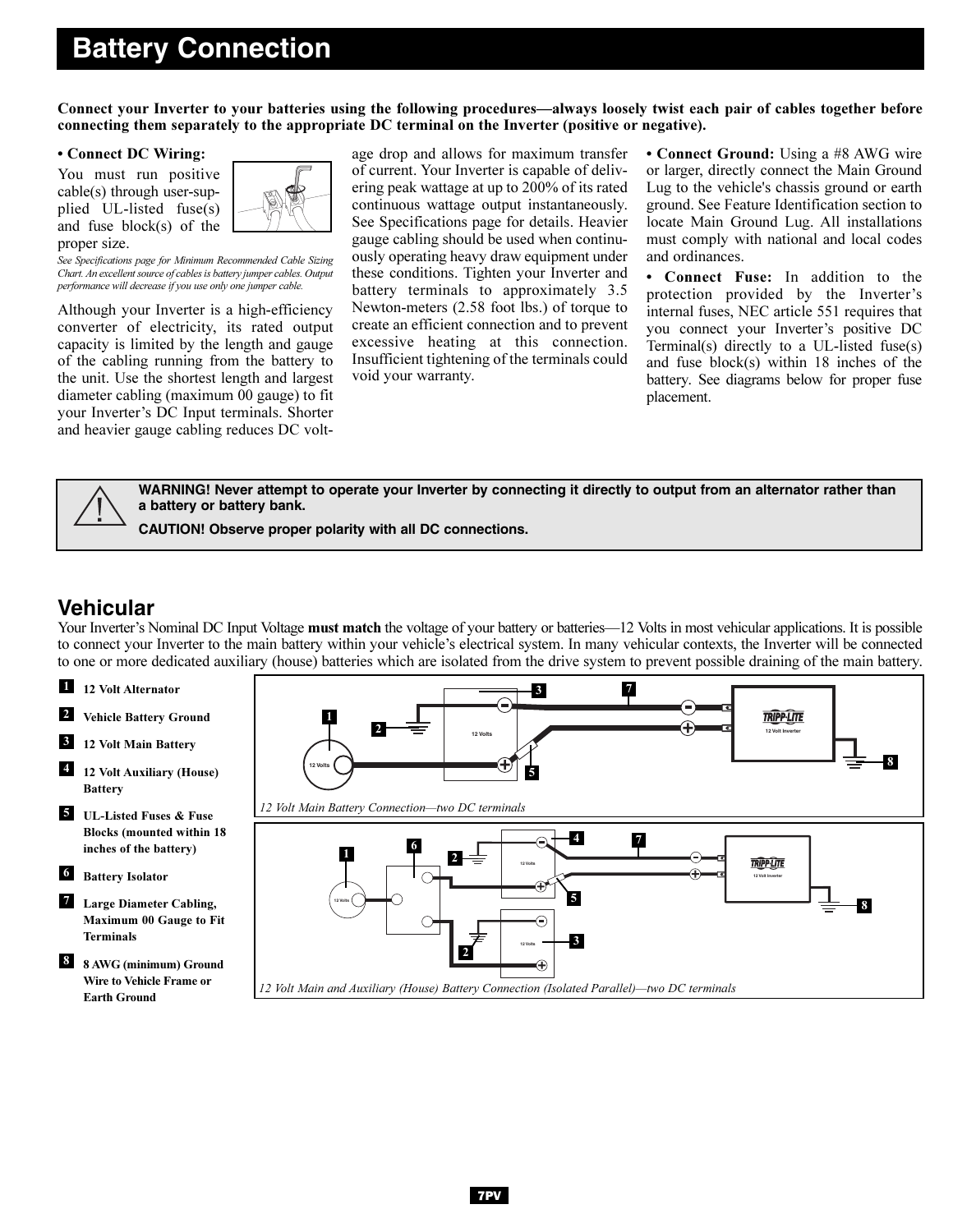# Battery Connection

**Connect your Inverter to your batteries using the following procedures—always loosely twist each pair of cables together before connecting them separately to the appropriate DC terminal on the Inverter (positive or negative).**

**• Connect DC Wiring:** You must run positive cable(s) through user-supplied UL-listed fuse(s) and fuse block(s) of the proper size.

*See Specifications page for Minimum Recommended Cable Sizing Chart. An excellent source of cables is battery jumper cables. Output performance will decrease if you use only one jumper cable.*

Although your Inverter is a high-efficiency converter of electricity, its rated output capacity is limited by the length and gauge of the cabling running from the battery to the unit. Use the shortest length and largest diameter cabling (maximum 00 gauge) to fit your Inverter's DC Input terminals. Shorter and heavier gauge cabling reduces DC voltage drop and allows for maximum transfer of current. Your Inverter is capable of delivering peak wattage at up to 200% of its rated continuous wattage output instantaneously. See Specifications page for details. Heavier gauge cabling should be used when continuously operating heavy draw equipment under these conditions. Tighten your Inverter and battery terminals to approximately 3.5 Newton-meters (2.58 foot lbs.) of torque to create an efficient connection and to prevent excessive heating at this connection. Insufficient tightening of the terminals could void your warranty.

**• Connect Ground:** Using a #8 AWG wire or larger, directly connect the Main Ground Lug to the vehicle's chassis ground or earth ground. See Feature Identification section to locate Main Ground Lug. All installations must comply with national and local codes and ordinances.

**• Connect Fuse:** In addition to the protection provided by the Inverter's internal fuses, NEC article 551 requires that you connect your Inverter's positive DC Terminal(s) directly to a UL-listed fuse(s) and fuse block(s) within 18 inches of the battery. See diagrams below for proper fuse placement.

**WARNING! Never attempt to operate your Inverter by connecting it directly to output from an alternator rather than a battery or battery bank.**

**CAUTION! Observe proper polarity with all DC connections.**

## Vehicular

Your Inverter's Nominal DC Input Voltage **must match** the voltage of your battery or batteries—12 Volts in most vehicular applications. It is possible to connect your Inverter to the main battery within your vehicle's electrical system. In many vehicular contexts, the Inverter will be connected to one or more dedicated auxiliary (house) batteries which are isolated from the drive system to prevent possible draining of the main battery.

1. **12 Volt Alternator**
2. **Vehicle Battery Ground**
3. **12 Volt Main Battery**
4. **12 Volt Auxiliary (House) Battery**
5. **UL-Listed Fuses & Fuse Blocks (mounted within 18 inches of the battery)**
6. **Battery Isolator**
7. **Large Diameter Cabling, Maximum 00 Gauge to Fit Terminals**
8. **8 AWG (minimum) Ground Wire to Vehicle Frame or Earth Ground**

*12 Volt Main Battery Connection—two DC terminals*

*12 Volt Main and Auxiliary (House) Battery Connection (Isolated Parallel)—two DC terminals*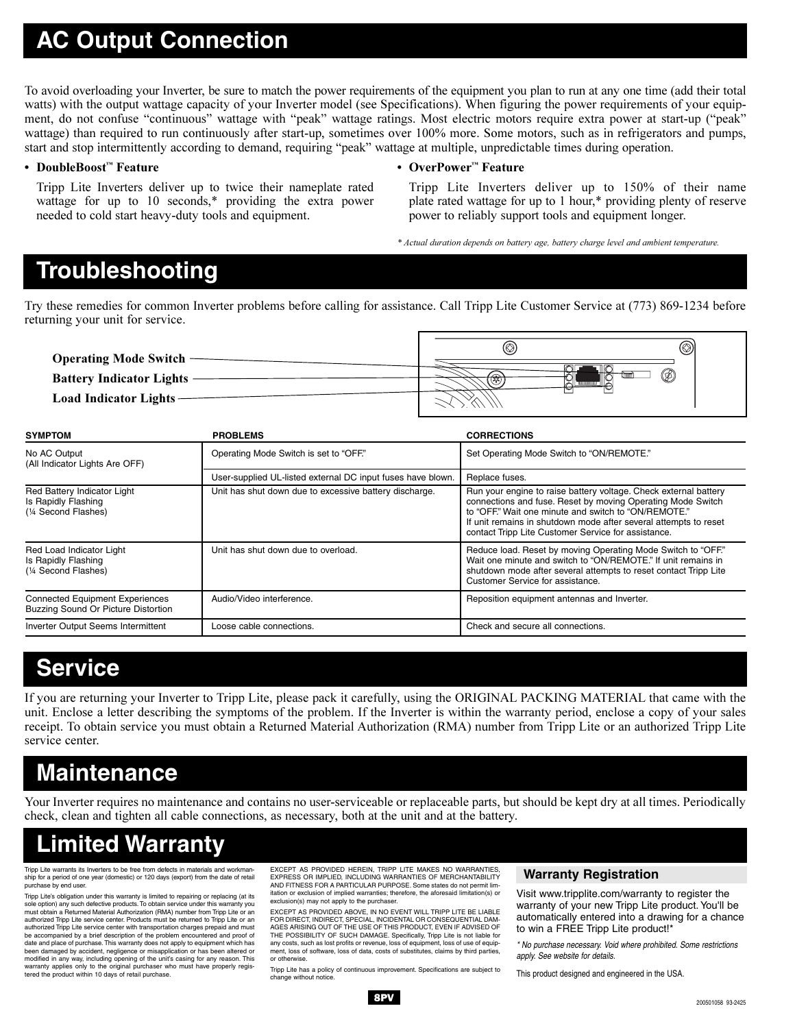# AC Output Connection

To avoid overloading your Inverter, be sure to match the power requirements of the equipment you plan to run at any one time (add their total watts) with the output wattage capacity of your Inverter model (see Specifications). When figuring the power requirements of your equipment, do not confuse "continuous" wattage with "peak" wattage ratings. Most electric motors require extra power at start-up ("peak" wattage) than required to run continuously after start-up, sometimes over 100% more. Some motors, such as in refrigerators and pumps, start and stop intermittently according to demand, requiring "peak" wattage at multiple, unpredictable times during operation.

- **DoubleBoost™ Feature**

  Tripp Lite Inverters deliver up to twice their nameplate rated wattage for up to 10 seconds,* providing the extra power needed to cold start heavy-duty tools and equipment.

- **OverPower™ Feature**

  Tripp Lite Inverters deliver up to 150% of their name plate rated wattage for up to 1 hour,* providing plenty of reserve power to reliably support tools and equipment longer.

*\* Actual duration depends on battery age, battery charge level and ambient temperature.*

# Troubleshooting

Try these remedies for common Inverter problems before calling for assistance. Call Tripp Lite Customer Service at (773) 869-1234 before returning your unit for service.

**Operating Mode Switch**
**Battery Indicator Lights**
**Load Indicator Lights**

| SYMPTOM | PROBLEMS | CORRECTIONS |
|---|---|---|
| No AC Output (All Indicator Lights Are OFF) | Operating Mode Switch is set to "OFF." | Set Operating Mode Switch to "ON/REMOTE." |
| | User-supplied UL-listed external DC input fuses have blown. | Replace fuses. |
| Red Battery Indicator Light Is Rapidly Flashing (¼ Second Flashes) | Unit has shut down due to excessive battery discharge. | Run your engine to raise battery voltage. Check external battery connections and fuse. Reset by moving Operating Mode Switch to "OFF." Wait one minute and switch to "ON/REMOTE." If unit remains in shutdown mode after several attempts to reset contact Tripp Lite Customer Service for assistance. |
| Red Load Indicator Light Is Rapidly Flashing (¼ Second Flashes) | Unit has shut down due to overload. | Reduce load. Reset by moving Operating Mode Switch to "OFF." Wait one minute and switch to "ON/REMOTE." If unit remains in shutdown mode after several attempts to reset contact Tripp Lite Customer Service for assistance. |
| Connected Equipment Experiences Buzzing Sound Or Picture Distortion | Audio/Video interference. | Reposition equipment antennas and Inverter. |
| Inverter Output Seems Intermittent | Loose cable connections. | Check and secure all connections. |

# Service

If you are returning your Inverter to Tripp Lite, please pack it carefully, using the ORIGINAL PACKING MATERIAL that came with the unit. Enclose a letter describing the symptoms of the problem. If the Inverter is within the warranty period, enclose a copy of your sales receipt. To obtain service you must obtain a Returned Material Authorization (RMA) number from Tripp Lite or an authorized Tripp Lite service center.

# Maintenance

Your Inverter requires no maintenance and contains no user-serviceable or replaceable parts, but should be kept dry at all times. Periodically check, clean and tighten all cable connections, as necessary, both at the unit and at the battery.

# Limited Warranty

Tripp Lite warrants its Inverters to be free from defects in materials and workmanship for a period of one year (domestic) or 120 days (export) from the date of retail purchase by end user.

Tripp Lite's obligation under this warranty is limited to repairing or replacing (at its sole option) any such defective products. To obtain service under this warranty you must obtain a Returned Material Authorization (RMA) number from Tripp Lite or an authorized Tripp Lite service center. Products must be returned to Tripp Lite or an authorized Tripp Lite service center with transportation charges prepaid and must be accompanied by a brief description of the problem encountered and proof of date and place of purchase. This warranty does not apply to equipment which has been damaged by accident, negligence or misapplication or has been altered or modified in any way, including opening of the unit's casing for any reason. This warranty applies only to the original purchaser who must have properly registered the product within 10 days of retail purchase.

EXCEPT AS PROVIDED HEREIN, TRIPP LITE MAKES NO WARRANTIES, EXPRESS OR IMPLIED, INCLUDING WARRANTIES OF MERCHANTABILITY AND FITNESS FOR A PARTICULAR PURPOSE. Some states do not permit limitation or exclusion of implied warranties; therefore, the aforesaid limitation(s) or exclusion(s) may not apply to the purchaser.

EXCEPT AS PROVIDED ABOVE, IN NO EVENT WILL TRIPP LITE BE LIABLE FOR DIRECT, INDIRECT, SPECIAL, INCIDENTAL OR CONSEQUENTIAL DAMAGES ARISING OUT OF THE USE OF THIS PRODUCT, EVEN IF ADVISED OF THE POSSIBILITY OF SUCH DAMAGE. Specifically, Tripp Lite is not liable for any costs, such as lost profits or revenue, loss of equipment, loss of use of equipment, loss of software, loss of data, costs of substitutes, claims by third parties, or otherwise.

Tripp Lite has a policy of continuous improvement. Specifications are subject to change without notice.

## Warranty Registration

Visit www.tripplite.com/warranty to register the warranty of your new Tripp Lite product. You'll be automatically entered into a drawing for a chance to win a FREE Tripp Lite product!*

*\* No purchase necessary. Void where prohibited. Some restrictions apply. See website for details.*

This product designed and engineered in the USA.

200501058 93-2425